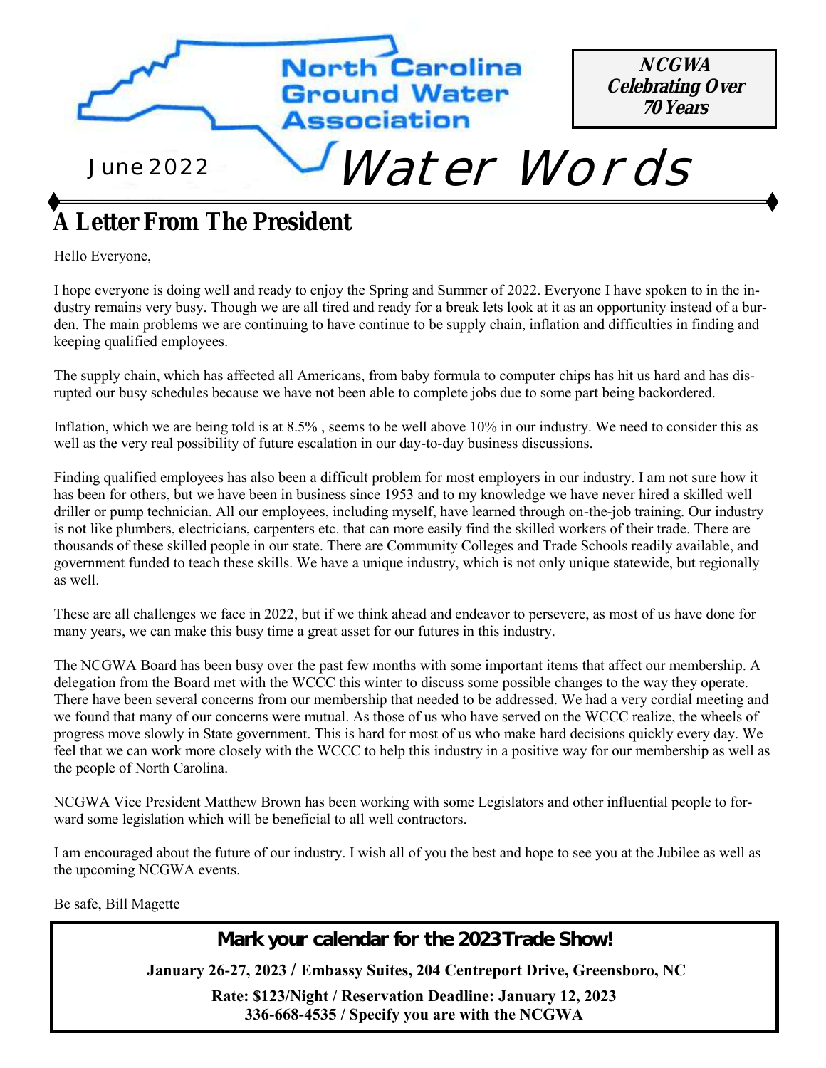North Carolina Ground Water Association

**NCGWA Celebrating Over 70 Years**

June 2022

# Water Words

## A Letter From The President

Hello Everyone,

I hope everyone is doing well and ready to enjoy the Spring and Summer of 2022. Everyone I have spoken to in the industry remains very busy. Though we are all tired and ready for a break lets look at it as an opportunity instead of a burden. The main problems we are continuing to have continue to be supply chain, inflation and difficulties in finding and keeping qualified employees.

The supply chain, which has affected all Americans, from baby formula to computer chips has hit us hard and has disrupted our busy schedules because we have not been able to complete jobs due to some part being backordered.

Inflation, which we are being told is at 8.5% , seems to be well above 10% in our industry. We need to consider this as well as the very real possibility of future escalation in our day-to-day business discussions.

Finding qualified employees has also been a difficult problem for most employers in our industry. I am not sure how it has been for others, but we have been in business since 1953 and to my knowledge we have never hired a skilled well driller or pump technician. All our employees, including myself, have learned through on-the-job training. Our industry is not like plumbers, electricians, carpenters etc. that can more easily find the skilled workers of their trade. There are thousands of these skilled people in our state. There are Community Colleges and Trade Schools readily available, and government funded to teach these skills. We have a unique industry, which is not only unique statewide, but regionally as well.

These are all challenges we face in 2022, but if we think ahead and endeavor to persevere, as most of us have done for many years, we can make this busy time a great asset for our futures in this industry.

The NCGWA Board has been busy over the past few months with some important items that affect our membership. A delegation from the Board met with the WCCC this winter to discuss some possible changes to the way they operate. There have been several concerns from our membership that needed to be addressed. We had a very cordial meeting and we found that many of our concerns were mutual. As those of us who have served on the WCCC realize, the wheels of progress move slowly in State government. This is hard for most of us who make hard decisions quickly every day. We feel that we can work more closely with the WCCC to help this industry in a positive way for our membership as well as the people of North Carolina.

NCGWA Vice President Matthew Brown has been working with some Legislators and other influential people to forward some legislation which will be beneficial to all well contractors.

I am encouraged about the future of our industry. I wish all of you the best and hope to see you at the Jubilee as well as the upcoming NCGWA events.

Be safe, Bill Magette

**Mark your calendar for the 2023 Trade Show!**

**January 26-27, 2023 / Embassy Suites, 204 Centreport Drive, Greensboro, NC**

**Rate: $123/Night / Reservation Deadline: January 12, 2023**
**336-668-4535 / Specify you are with the NCGWA**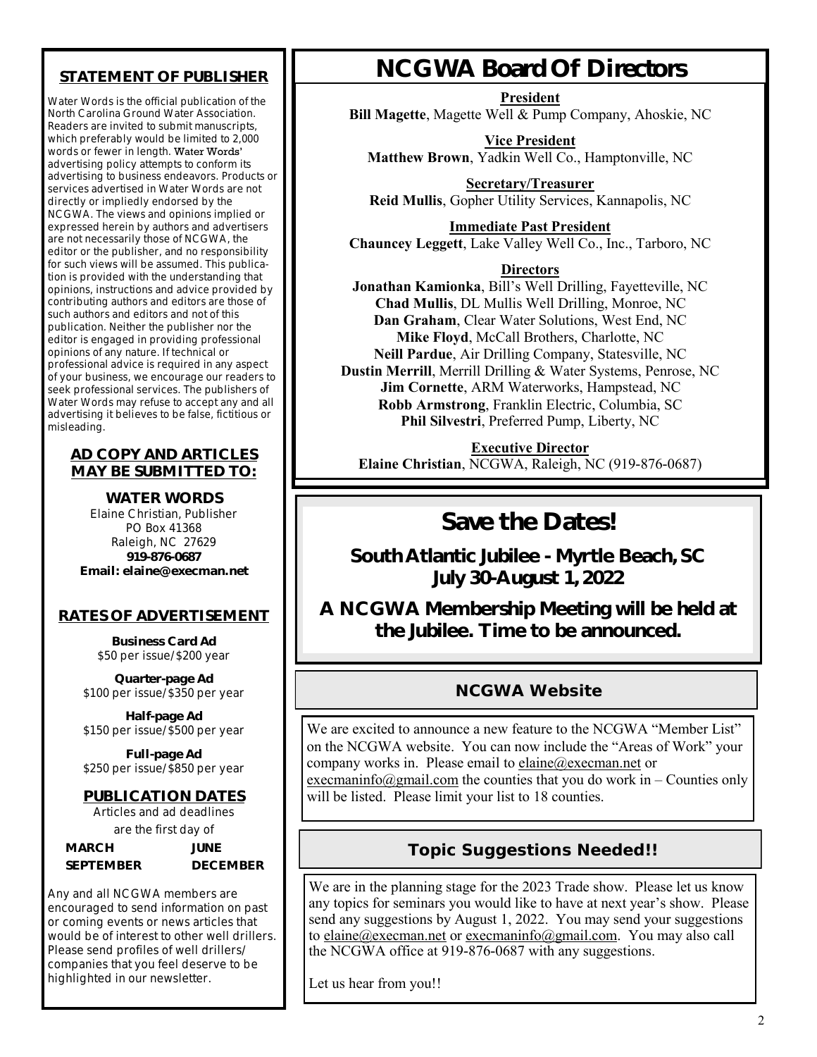## STATEMENT OF PUBLISHER

Water Words is the official publication of the North Carolina Ground Water Association. Readers are invited to submit manuscripts, which preferably would be limited to 2,000 words or fewer in length. Water Words' advertising policy attempts to conform its advertising to business endeavors. Products or services advertised in Water Words are not directly or impliedly endorsed by the NCGWA. The views and opinions implied or expressed herein by authors and advertisers are not necessarily those of NCGWA, the editor or the publisher, and no responsibility for such views will be assumed. This publication is provided with the understanding that opinions, instructions and advice provided by contributing authors and editors are those of such authors and editors and not of this publication. Neither the publisher nor the editor is engaged in providing professional opinions of any nature. If technical or professional advice is required in any aspect of your business, we encourage our readers to seek professional services. The publishers of Water Words may refuse to accept any and all advertising it believes to be false, fictitious or misleading.

### AD COPY AND ARTICLES MAY BE SUBMITTED TO:

**WATER WORDS**
Elaine Christian, Publisher
PO Box 41368
Raleigh, NC 27629
**919-876-0687**
**Email: elaine@execman.net**

### RATES OF ADVERTISEMENT

**Business Card Ad**
$50 per issue/$200 year

**Quarter-page Ad**
$100 per issue/$350 per year

**Half-page Ad**
$150 per issue/$500 per year

**Full-page Ad**
$250 per issue/$850 per year

### PUBLICATION DATES

Articles and ad deadlines are the first day of

| | |
|---|---|
| **MARCH** | **JUNE** |
| **SEPTEMBER** | **DECEMBER** |

Any and all NCGWA members are encouraged to send information on past or coming events or news articles that would be of interest to other well drillers. Please send profiles of well drillers/companies that you feel deserve to be highlighted in our newsletter.

# NCGWA Board Of Directors

**President**
**Bill Magette**, Magette Well & Pump Company, Ahoskie, NC

**Vice President**
**Matthew Brown**, Yadkin Well Co., Hamptonville, NC

**Secretary/Treasurer**
**Reid Mullis**, Gopher Utility Services, Kannapolis, NC

**Immediate Past President**
**Chauncey Leggett**, Lake Valley Well Co., Inc., Tarboro, NC

**Directors**
**Jonathan Kamionka**, Bill's Well Drilling, Fayetteville, NC
**Chad Mullis**, DL Mullis Well Drilling, Monroe, NC
**Dan Graham**, Clear Water Solutions, West End, NC
**Mike Floyd**, McCall Brothers, Charlotte, NC
**Neill Pardue**, Air Drilling Company, Statesville, NC
**Dustin Merrill**, Merrill Drilling & Water Systems, Penrose, NC
**Jim Cornette**, ARM Waterworks, Hampstead, NC
**Robb Armstrong**, Franklin Electric, Columbia, SC
**Phil Silvestri**, Preferred Pump, Liberty, NC

**Executive Director**
**Elaine Christian**, NCGWA, Raleigh, NC (919-876-0687)

# Save the Dates!

**South Atlantic Jubilee - Myrtle Beach, SC**
**July 30-August 1, 2022**

**A NCGWA Membership Meeting will be held at the Jubilee. Time to be announced.**

## NCGWA Website

We are excited to announce a new feature to the NCGWA "Member List" on the NCGWA website. You can now include the "Areas of Work" your company works in. Please email to elaine@execman.net or execmaninfo@gmail.com the counties that you do work in – Counties only will be listed. Please limit your list to 18 counties.

## Topic Suggestions Needed!!

We are in the planning stage for the 2023 Trade show. Please let us know any topics for seminars you would like to have at next year's show. Please send any suggestions by August 1, 2022. You may send your suggestions to elaine@execman.net or execmaninfo@gmail.com. You may also call the NCGWA office at 919-876-0687 with any suggestions.

Let us hear from you!!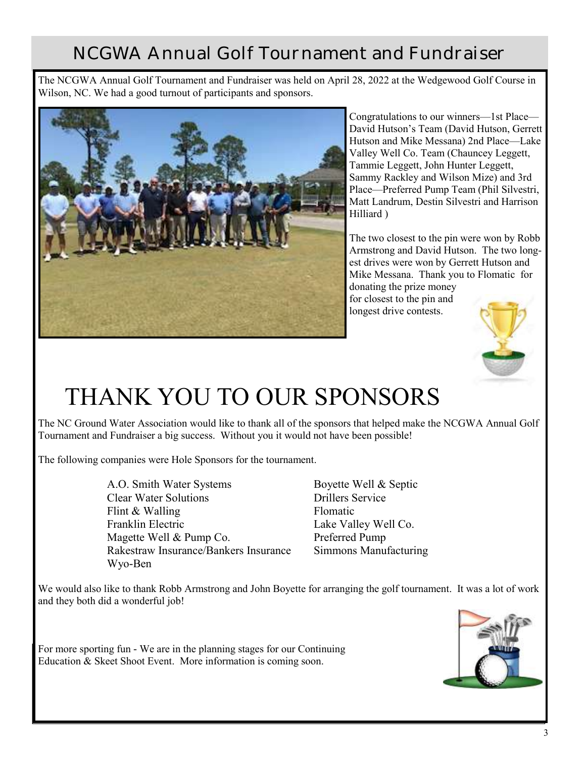## NCGWA Annual Golf Tournament and Fundraiser

The NCGWA Annual Golf Tournament and Fundraiser was held on April 28, 2022 at the Wedgewood Golf Course in Wilson, NC. We had a good turnout of participants and sponsors.

Congratulations to our winners—1st Place—David Hutson's Team (David Hutson, Gerrett Hutson and Mike Messana) 2nd Place—Lake Valley Well Co. Team (Chauncey Leggett, Tammie Leggett, John Hunter Leggett, Sammy Rackley and Wilson Mize) and 3rd Place—Preferred Pump Team (Phil Silvestri, Matt Landrum, Destin Silvestri and Harrison Hilliard )

The two closest to the pin were won by Robb Armstrong and David Hutson. The two longest drives were won by Gerrett Hutson and Mike Messana. Thank you to Flomatic for donating the prize money for closest to the pin and longest drive contests.

# THANK YOU TO OUR SPONSORS

The NC Ground Water Association would like to thank all of the sponsors that helped make the NCGWA Annual Golf Tournament and Fundraiser a big success. Without you it would not have been possible!

The following companies were Hole Sponsors for the tournament.

- A.O. Smith Water Systems
- Clear Water Solutions
- Flint & Walling
- Franklin Electric
- Magette Well & Pump Co.
- Rakestraw Insurance/Bankers Insurance
- Wyo-Ben
- Boyette Well & Septic
- Drillers Service
- Flomatic
- Lake Valley Well Co.
- Preferred Pump
- Simmons Manufacturing

We would also like to thank Robb Armstrong and John Boyette for arranging the golf tournament. It was a lot of work and they both did a wonderful job!

For more sporting fun - We are in the planning stages for our Continuing Education & Skeet Shoot Event. More information is coming soon.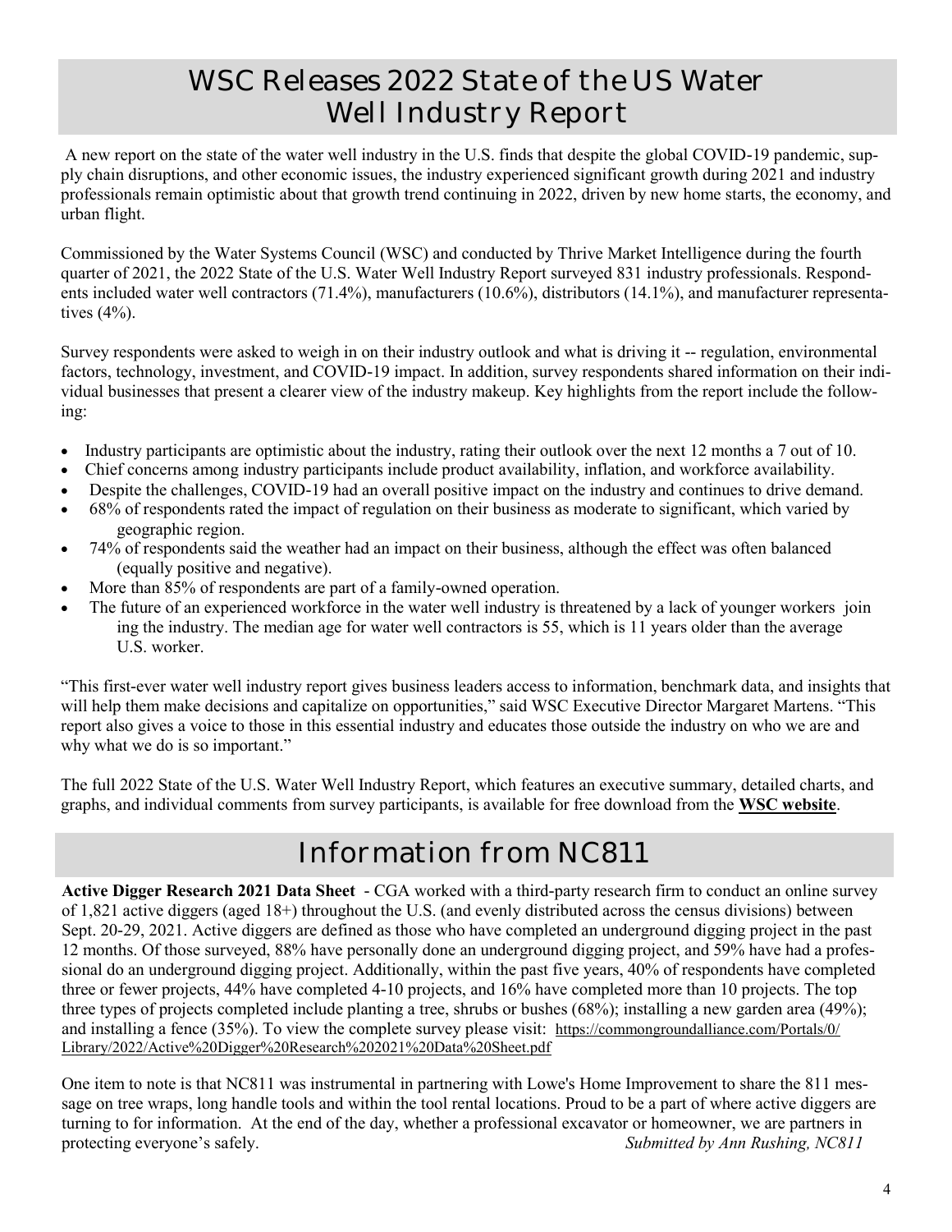## WSC Releases 2022 State of the US Water Well Industry Report

A new report on the state of the water well industry in the U.S. finds that despite the global COVID-19 pandemic, supply chain disruptions, and other economic issues, the industry experienced significant growth during 2021 and industry professionals remain optimistic about that growth trend continuing in 2022, driven by new home starts, the economy, and urban flight.

Commissioned by the Water Systems Council (WSC) and conducted by Thrive Market Intelligence during the fourth quarter of 2021, the 2022 State of the U.S. Water Well Industry Report surveyed 831 industry professionals. Respondents included water well contractors (71.4%), manufacturers (10.6%), distributors (14.1%), and manufacturer representatives (4%).

Survey respondents were asked to weigh in on their industry outlook and what is driving it -- regulation, environmental factors, technology, investment, and COVID-19 impact. In addition, survey respondents shared information on their individual businesses that present a clearer view of the industry makeup. Key highlights from the report include the following:

- Industry participants are optimistic about the industry, rating their outlook over the next 12 months a 7 out of 10.
- Chief concerns among industry participants include product availability, inflation, and workforce availability.
- Despite the challenges, COVID-19 had an overall positive impact on the industry and continues to drive demand.
- 68% of respondents rated the impact of regulation on their business as moderate to significant, which varied by geographic region.
- 74% of respondents said the weather had an impact on their business, although the effect was often balanced (equally positive and negative).
- More than 85% of respondents are part of a family-owned operation.
- The future of an experienced workforce in the water well industry is threatened by a lack of younger workers joining the industry. The median age for water well contractors is 55, which is 11 years older than the average U.S. worker.

"This first-ever water well industry report gives business leaders access to information, benchmark data, and insights that will help them make decisions and capitalize on opportunities," said WSC Executive Director Margaret Martens. "This report also gives a voice to those in this essential industry and educates those outside the industry on who we are and why what we do is so important."

The full 2022 State of the U.S. Water Well Industry Report, which features an executive summary, detailed charts, and graphs, and individual comments from survey participants, is available for free download from the **WSC website**.

## Information from NC811

**Active Digger Research 2021 Data Sheet** - CGA worked with a third-party research firm to conduct an online survey of 1,821 active diggers (aged 18+) throughout the U.S. (and evenly distributed across the census divisions) between Sept. 20-29, 2021. Active diggers are defined as those who have completed an underground digging project in the past 12 months. Of those surveyed, 88% have personally done an underground digging project, and 59% have had a professional do an underground digging project. Additionally, within the past five years, 40% of respondents have completed three or fewer projects, 44% have completed 4-10 projects, and 16% have completed more than 10 projects. The top three types of projects completed include planting a tree, shrubs or bushes (68%); installing a new garden area (49%); and installing a fence (35%). To view the complete survey please visit: https://commongroundalliance.com/Portals/0/Library/2022/Active%20Digger%20Research%202021%20Data%20Sheet.pdf

One item to note is that NC811 was instrumental in partnering with Lowe's Home Improvement to share the 811 message on tree wraps, long handle tools and within the tool rental locations. Proud to be a part of where active diggers are turning to for information. At the end of the day, whether a professional excavator or homeowner, we are partners in protecting everyone's safely. *Submitted by Ann Rushing, NC811*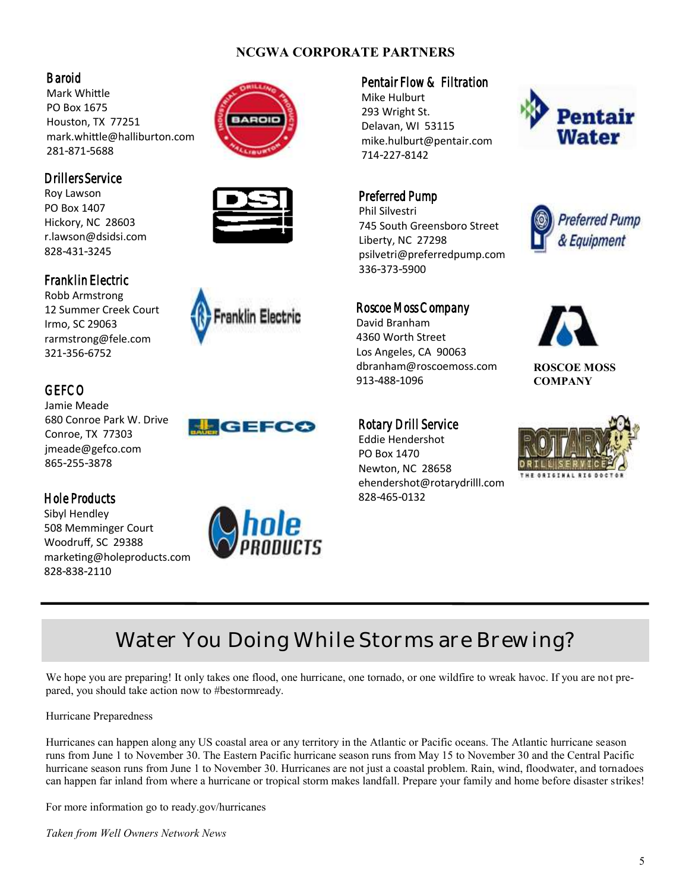## NCGWA CORPORATE PARTNERS

**Baroid**
Mark Whittle
PO Box 1675
Houston, TX 77251
mark.whittle@halliburton.com
281-871-5688

**Drillers Service**
Roy Lawson
PO Box 1407
Hickory, NC 28603
r.lawson@dsidsi.com
828-431-3245

**Franklin Electric**
Robb Armstrong
12 Summer Creek Court
Irmo, SC 29063
rarmstrong@fele.com
321-356-6752

**GEFCO**
Jamie Meade
680 Conroe Park W. Drive
Conroe, TX 77303
jmeade@gefco.com
865-255-3878

**Hole Products**
Sibyl Hendley
508 Memminger Court
Woodruff, SC 29388
marketing@holeproducts.com
828-838-2110

**Pentair Flow & Filtration**
Mike Hulburt
293 Wright St.
Delavan, WI 53115
mike.hulburt@pentair.com
714-227-8142

**Preferred Pump**
Phil Silvestri
745 South Greensboro Street
Liberty, NC 27298
psilvetri@preferredpump.com
336-373-5900

**Roscoe Moss Company**
David Branham
4360 Worth Street
Los Angeles, CA 90063
dbranham@roscoemoss.com
913-488-1096

**Rotary Drill Service**
Eddie Hendershot
PO Box 1470
Newton, NC 28658
ehendershot@rotarydrilll.com
828-465-0132

## Water You Doing While Storms are Brewing?

We hope you are preparing! It only takes one flood, one hurricane, one tornado, or one wildfire to wreak havoc. If you are not prepared, you should take action now to #bestormready.

Hurricane Preparedness

Hurricanes can happen along any US coastal area or any territory in the Atlantic or Pacific oceans. The Atlantic hurricane season runs from June 1 to November 30. The Eastern Pacific hurricane season runs from May 15 to November 30 and the Central Pacific hurricane season runs from June 1 to November 30. Hurricanes are not just a coastal problem. Rain, wind, floodwater, and tornadoes can happen far inland from where a hurricane or tropical storm makes landfall. Prepare your family and home before disaster strikes!

For more information go to ready.gov/hurricanes

*Taken from Well Owners Network News*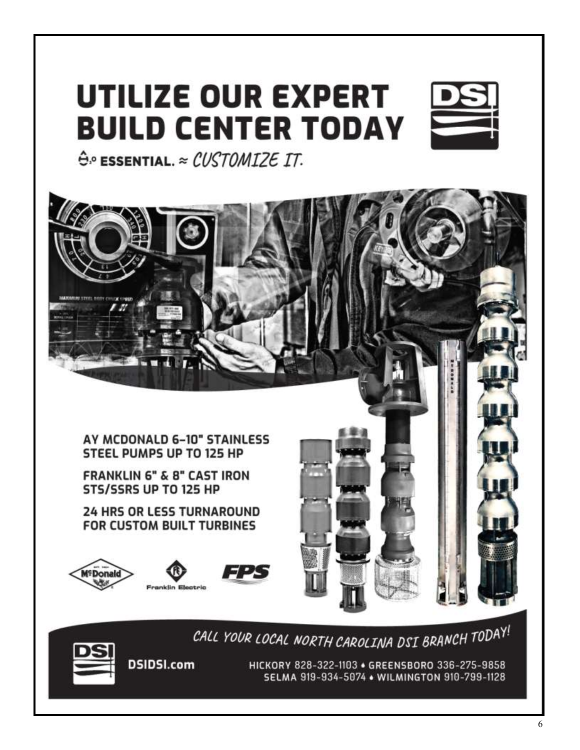# UTILIZE OUR EXPERT BUILD CENTER TODAY

ESSENTIAL. ≈ *CUSTOMIZE IT.*

**AY MCDONALD 6–10" STAINLESS STEEL PUMPS UP TO 125 HP**

**FRANKLIN 6" & 8" CAST IRON STS/SSRS UP TO 125 HP**

**24 HRS OR LESS TURNAROUND FOR CUSTOM BUILT TURBINES**

*CALL YOUR LOCAL NORTH CAROLINA DSI BRANCH TODAY!*

**DSIDSI.com**

HICKORY 828-322-1103 • GREENSBORO 336-275-9858
SELMA 919-934-5074 • WILMINGTON 910-799-1128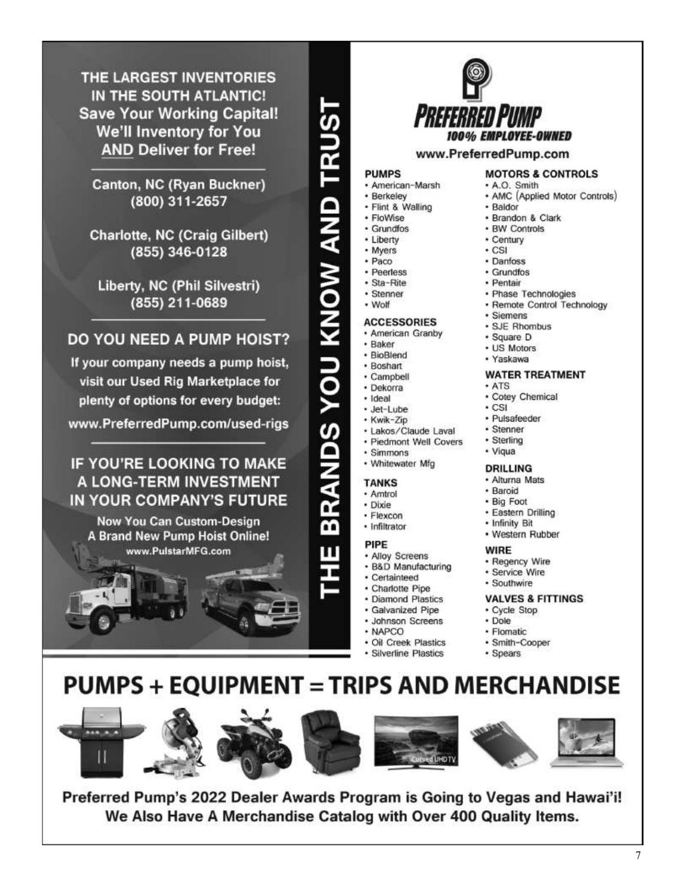THE LARGEST INVENTORIES IN THE SOUTH ATLANTIC!
**Save Your Working Capital! We'll Inventory for You AND Deliver for Free!**

Canton, NC (Ryan Buckner)
(800) 311-2657

Charlotte, NC (Craig Gilbert)
(855) 346-0128

Liberty, NC (Phil Silvestri)
(855) 211-0689

## DO YOU NEED A PUMP HOIST?

If your company needs a pump hoist, visit our Used Rig Marketplace for plenty of options for every budget:

www.PreferredPump.com/used-rigs

## IF YOU'RE LOOKING TO MAKE A LONG-TERM INVESTMENT IN YOUR COMPANY'S FUTURE

Now You Can Custom-Design A Brand New Pump Hoist Online!
www.PulstarMFG.com

# THE BRANDS YOU KNOW AND TRUST

**PREFERRED PUMP**
*100% EMPLOYEE-OWNED*
www.PreferredPump.com

### PUMPS
- American-Marsh
- Berkeley
- Flint & Walling
- FloWise
- Grundfos
- Liberty
- Myers
- Paco
- Peerless
- Sta-Rite
- Stenner
- Wolf

### ACCESSORIES
- American Granby
- Baker
- BioBlend
- Boshart
- Campbell
- Dekorra
- Ideal
- Jet-Lube
- Kwik-Zip
- Lakos/Claude Laval
- Piedmont Well Covers
- Simmons
- Whitewater Mfg

### TANKS
- Amtrol
- Dixie
- Flexcon
- Infiltrator

### PIPE
- Alloy Screens
- B&D Manufacturing
- Certainteed
- Charlotte Pipe
- Diamond Plastics
- Galvanized Pipe
- Johnson Screens
- NAPCO
- Oil Creek Plastics
- Silverline Plastics

### MOTORS & CONTROLS
- A.O. Smith
- AMC (Applied Motor Controls)
- Baldor
- Brandon & Clark
- BW Controls
- Century
- CSI
- Danfoss
- Grundfos
- Pentair
- Phase Technologies
- Remote Control Technology
- Siemens
- SJE Rhombus
- Square D
- US Motors
- Yaskawa

### WATER TREATMENT
- ATS
- Cotey Chemical
- CSI
- Pulsafeeder
- Stenner
- Sterling
- Viqua

### DRILLING
- Alturna Mats
- Baroid
- Big Foot
- Eastern Drilling
- Infinity Bit
- Western Rubber

### WIRE
- Regency Wire
- Service Wire
- Southwire

### VALVES & FITTINGS
- Cycle Stop
- Dole
- Flomatic
- Smith-Cooper
- Spears

# PUMPS + EQUIPMENT = TRIPS AND MERCHANDISE

**Preferred Pump's 2022 Dealer Awards Program is Going to Vegas and Hawai'i! We Also Have A Merchandise Catalog with Over 400 Quality Items.**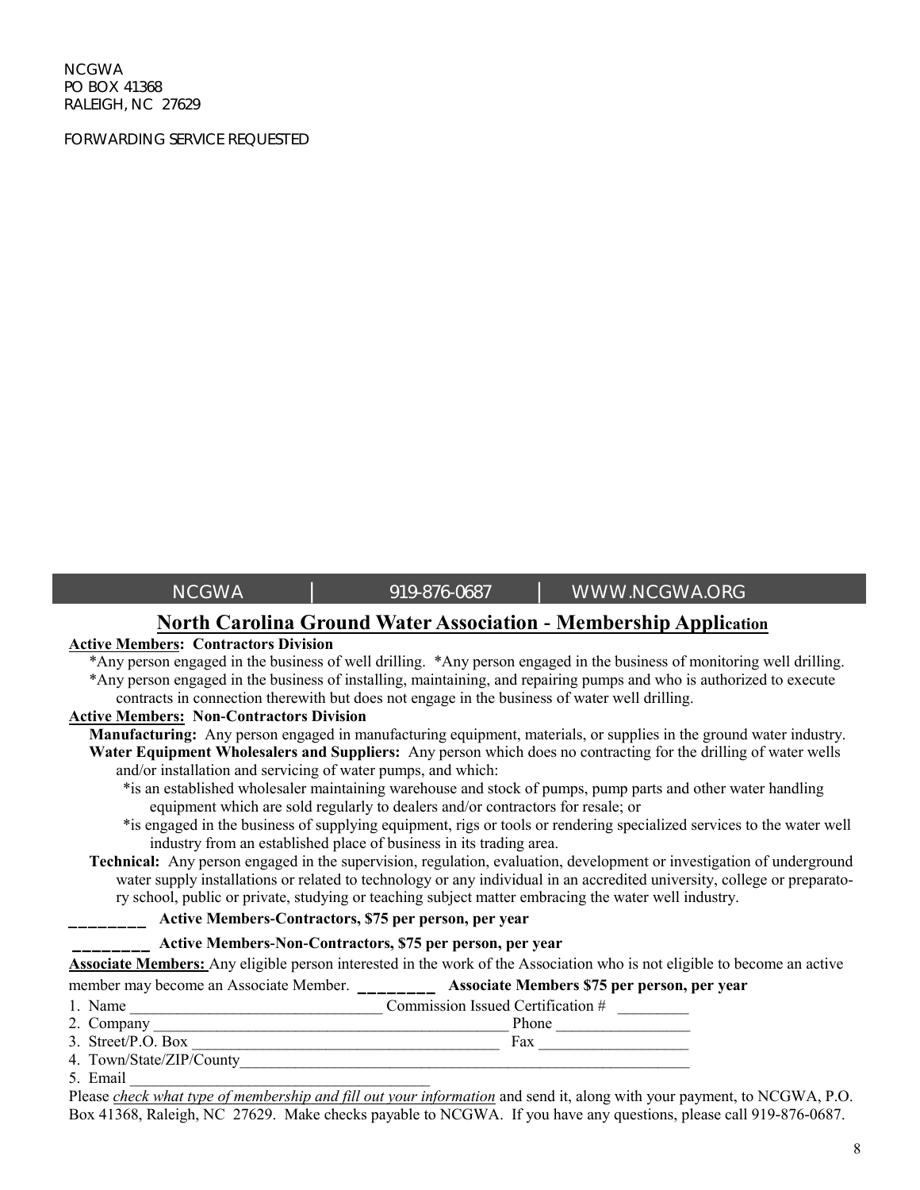NCGWA
PO BOX 41368
RALEIGH, NC 27629

FORWARDING SERVICE REQUESTED

NCGWA | 919-876-0687 | WWW.NCGWA.ORG

## North Carolina Ground Water Association - Membership Application

**Active Members: Contractors Division**

*Any person engaged in the business of well drilling. *Any person engaged in the business of monitoring well drilling.
*Any person engaged in the business of installing, maintaining, and repairing pumps and who is authorized to execute contracts in connection therewith but does not engage in the business of water well drilling.

**Active Members: Non-Contractors Division**

**Manufacturing:** Any person engaged in manufacturing equipment, materials, or supplies in the ground water industry.

**Water Equipment Wholesalers and Suppliers:** Any person which does no contracting for the drilling of water wells and/or installation and servicing of water pumps, and which:

*is an established wholesaler maintaining warehouse and stock of pumps, pump parts and other water handling equipment which are sold regularly to dealers and/or contractors for resale; or

*is engaged in the business of supplying equipment, rigs or tools or rendering specialized services to the water well industry from an established place of business in its trading area.

**Technical:** Any person engaged in the supervision, regulation, evaluation, development or investigation of underground water supply installations or related to technology or any individual in an accredited university, college or preparatory school, public or private, studying or teaching subject matter embracing the water well industry.

________ **Active Members-Contractors, $75 per person, per year**

________ **Active Members-Non-Contractors, $75 per person, per year**

**Associate Members:** Any eligible person interested in the work of the Association who is not eligible to become an active member may become an Associate Member. ________ **Associate Members $75 per person, per year**

1. Name ________________________________ Commission Issued Certification # _________
2. Company ____________________________________________ Phone _________________
3. Street/P.O. Box ______________________________________ Fax ___________________
4. Town/State/ZIP/County___________________________________________________________
5. Email ________________________________________

Please *check what type of membership and fill out your information* and send it, along with your payment, to NCGWA, P.O. Box 41368, Raleigh, NC 27629. Make checks payable to NCGWA. If you have any questions, please call 919-876-0687.